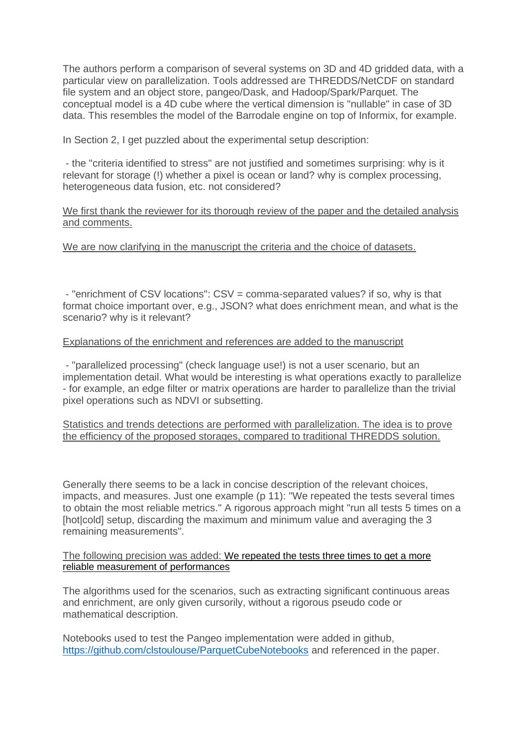The authors perform a comparison of several systems on 3D and 4D gridded data, with a particular view on parallelization. Tools addressed are THREDDS/NetCDF on standard file system and an object store, pangeo/Dask, and Hadoop/Spark/Parquet. The conceptual model is a 4D cube where the vertical dimension is "nullable" in case of 3D data. This resembles the model of the Barrodale engine on top of Informix, for example.

In Section 2, I get puzzled about the experimental setup description:

- the "criteria identified to stress" are not justified and sometimes surprising: why is it relevant for storage (!) whether a pixel is ocean or land? why is complex processing, heterogeneous data fusion, etc. not considered?

<u>We first thank the reviewer for its thorough review of the paper and the detailed analysis and comments.</u>

<u>We are now clarifying in the manuscript the criteria and the choice of datasets.</u>

- "enrichment of CSV locations": CSV = comma-separated values? if so, why is that format choice important over, e.g., JSON? what does enrichment mean, and what is the scenario? why is it relevant?

<u>Explanations of the enrichment and references are added to the manuscript</u>

- "parallelized processing" (check language use!) is not a user scenario, but an implementation detail. What would be interesting is what operations exactly to parallelize - for example, an edge filter or matrix operations are harder to parallelize than the trivial pixel operations such as NDVI or subsetting.

<u>Statistics and trends detections are performed with parallelization. The idea is to prove the efficiency of the proposed storages, compared to traditional THREDDS solution.</u>

Generally there seems to be a lack in concise description of the relevant choices, impacts, and measures. Just one example (p 11): "We repeated the tests several times to obtain the most reliable metrics." A rigorous approach might "run all tests 5 times on a [hot|cold] setup, discarding the maximum and minimum value and averaging the 3 remaining measurements".

<u>The following precision was added: We repeated the tests three times to get a more reliable measurement of performances</u>

The algorithms used for the scenarios, such as extracting significant continuous areas and enrichment, are only given cursorily, without a rigorous pseudo code or mathematical description.

Notebooks used to test the Pangeo implementation were added in github, [https://github.com/clstoulouse/ParquetCubeNotebooks](https://github.com/clstoulouse/ParquetCubeNotebooks) and referenced in the paper.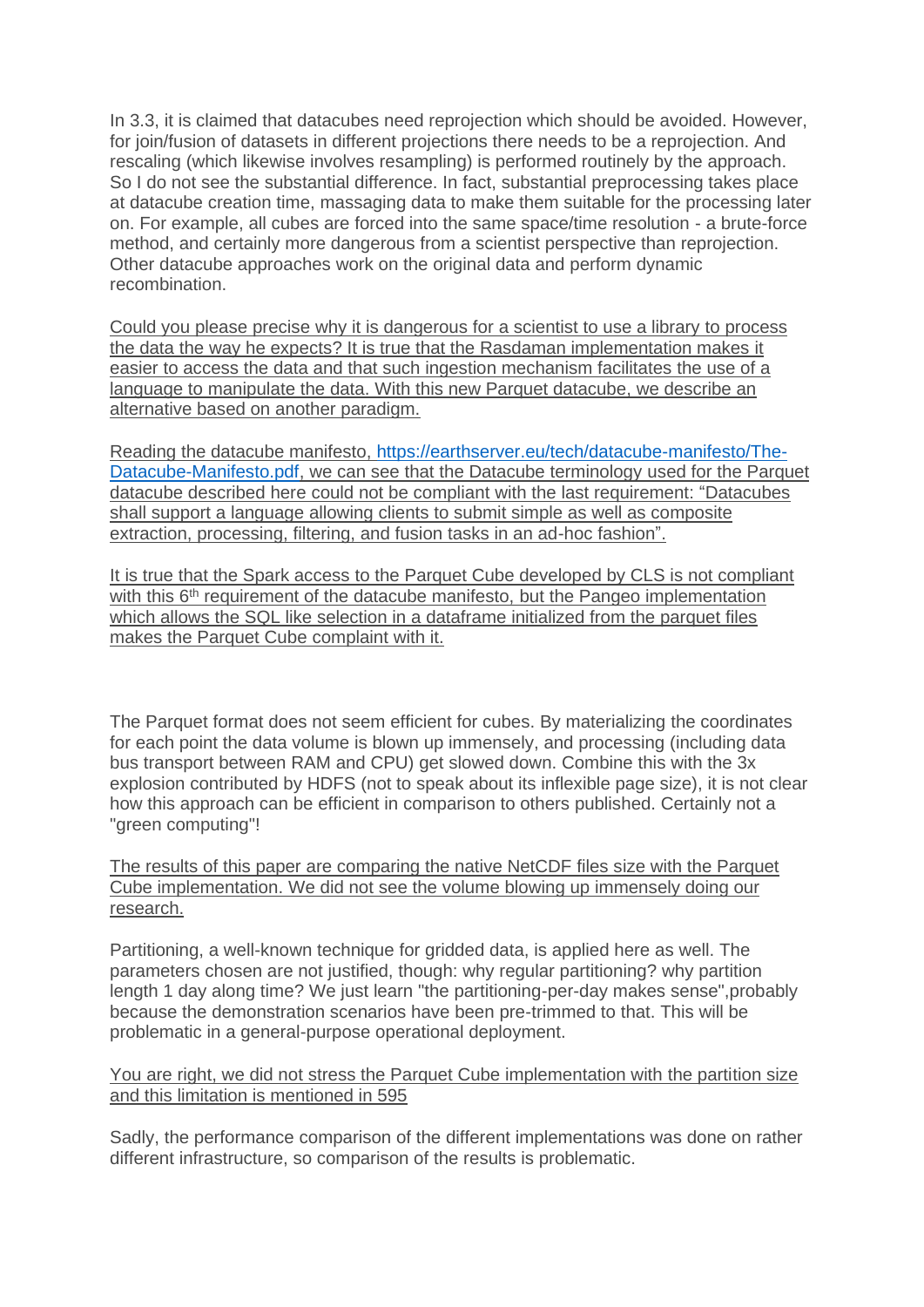In 3.3, it is claimed that datacubes need reprojection which should be avoided. However, for join/fusion of datasets in different projections there needs to be a reprojection. And rescaling (which likewise involves resampling) is performed routinely by the approach. So I do not see the substantial difference. In fact, substantial preprocessing takes place at datacube creation time, massaging data to make them suitable for the processing later on. For example, all cubes are forced into the same space/time resolution - a brute-force method, and certainly more dangerous from a scientist perspective than reprojection. Other datacube approaches work on the original data and perform dynamic recombination.

Could you please precise why it is dangerous for a scientist to use a library to process the data the way he expects? It is true that the Rasdaman implementation makes it easier to access the data and that such ingestion mechanism facilitates the use of a language to manipulate the data. With this new Parquet datacube, we describe an alternative based on another paradigm.

Reading the datacube manifesto, https://earthserver.eu/tech/datacube-manifesto/The-Datacube-Manifesto.pdf, we can see that the Datacube terminology used for the Parquet datacube described here could not be compliant with the last requirement: "Datacubes shall support a language allowing clients to submit simple as well as composite extraction, processing, filtering, and fusion tasks in an ad-hoc fashion".

It is true that the Spark access to the Parquet Cube developed by CLS is not compliant with this 6th requirement of the datacube manifesto, but the Pangeo implementation which allows the SQL like selection in a dataframe initialized from the parquet files makes the Parquet Cube complaint with it.

The Parquet format does not seem efficient for cubes. By materializing the coordinates for each point the data volume is blown up immensely, and processing (including data bus transport between RAM and CPU) get slowed down. Combine this with the 3x explosion contributed by HDFS (not to speak about its inflexible page size), it is not clear how this approach can be efficient in comparison to others published. Certainly not a "green computing"!

The results of this paper are comparing the native NetCDF files size with the Parquet Cube implementation. We did not see the volume blowing up immensely doing our research.

Partitioning, a well-known technique for gridded data, is applied here as well. The parameters chosen are not justified, though: why regular partitioning? why partition length 1 day along time? We just learn "the partitioning-per-day makes sense",probably because the demonstration scenarios have been pre-trimmed to that. This will be problematic in a general-purpose operational deployment.

You are right, we did not stress the Parquet Cube implementation with the partition size and this limitation is mentioned in 595

Sadly, the performance comparison of the different implementations was done on rather different infrastructure, so comparison of the results is problematic.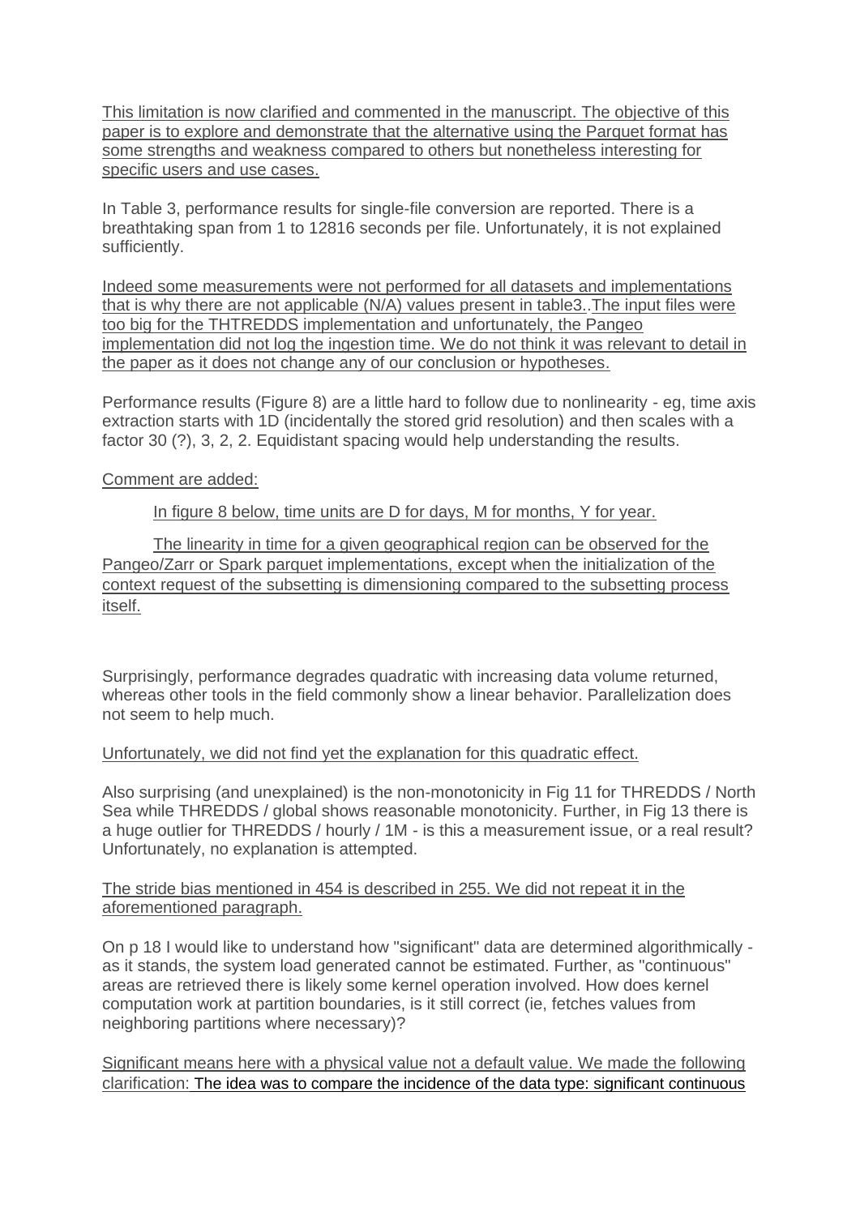This limitation is now clarified and commented in the manuscript. The objective of this paper is to explore and demonstrate that the alternative using the Parquet format has some strengths and weakness compared to others but nonetheless interesting for specific users and use cases.

In Table 3, performance results for single-file conversion are reported. There is a breathtaking span from 1 to 12816 seconds per file. Unfortunately, it is not explained sufficiently.

Indeed some measurements were not performed for all datasets and implementations that is why there are not applicable (N/A) values present in table3..The input files were too big for the THTREDDS implementation and unfortunately, the Pangeo implementation did not log the ingestion time. We do not think it was relevant to detail in the paper as it does not change any of our conclusion or hypotheses.

Performance results (Figure 8) are a little hard to follow due to nonlinearity - eg, time axis extraction starts with 1D (incidentally the stored grid resolution) and then scales with a factor 30 (?), 3, 2, 2. Equidistant spacing would help understanding the results.

Comment are added:

In figure 8 below, time units are D for days, M for months, Y for year.

The linearity in time for a given geographical region can be observed for the Pangeo/Zarr or Spark parquet implementations, except when the initialization of the context request of the subsetting is dimensioning compared to the subsetting process itself.

Surprisingly, performance degrades quadratic with increasing data volume returned, whereas other tools in the field commonly show a linear behavior. Parallelization does not seem to help much.

Unfortunately, we did not find yet the explanation for this quadratic effect.

Also surprising (and unexplained) is the non-monotonicity in Fig 11 for THREDDS / North Sea while THREDDS / global shows reasonable monotonicity. Further, in Fig 13 there is a huge outlier for THREDDS / hourly / 1M - is this a measurement issue, or a real result? Unfortunately, no explanation is attempted.

The stride bias mentioned in 454 is described in 255. We did not repeat it in the aforementioned paragraph.

On p 18 I would like to understand how "significant" data are determined algorithmically - as it stands, the system load generated cannot be estimated. Further, as "continuous" areas are retrieved there is likely some kernel operation involved. How does kernel computation work at partition boundaries, is it still correct (ie, fetches values from neighboring partitions where necessary)?

Significant means here with a physical value not a default value. We made the following clarification: The idea was to compare the incidence of the data type: significant continuous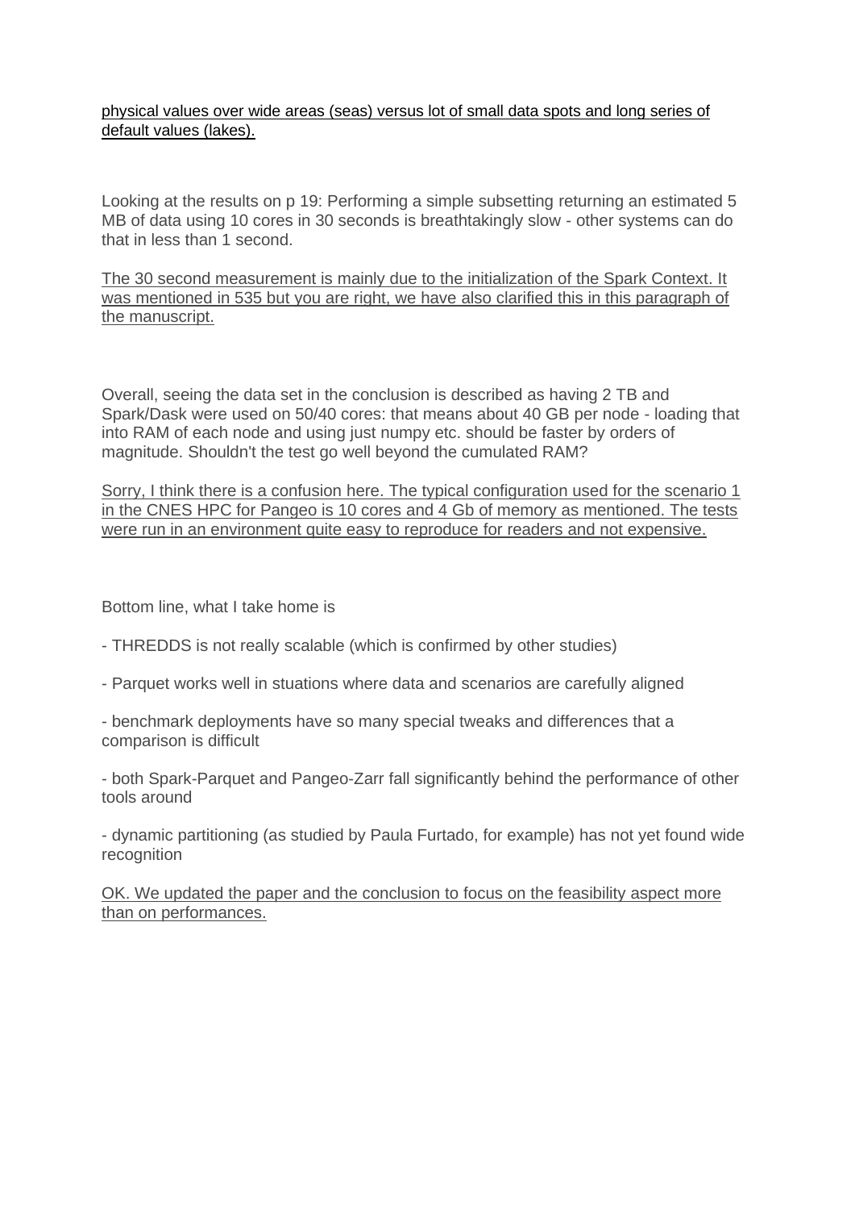physical values over wide areas (seas) versus lot of small data spots and long series of default values (lakes).

Looking at the results on p 19: Performing a simple subsetting returning an estimated 5 MB of data using 10 cores in 30 seconds is breathtakingly slow - other systems can do that in less than 1 second.

The 30 second measurement is mainly due to the initialization of the Spark Context. It was mentioned in 535 but you are right, we have also clarified this in this paragraph of the manuscript.

Overall, seeing the data set in the conclusion is described as having 2 TB and Spark/Dask were used on 50/40 cores: that means about 40 GB per node - loading that into RAM of each node and using just numpy etc. should be faster by orders of magnitude. Shouldn't the test go well beyond the cumulated RAM?

Sorry, I think there is a confusion here. The typical configuration used for the scenario 1 in the CNES HPC for Pangeo is 10 cores and 4 Gb of memory as mentioned. The tests were run in an environment quite easy to reproduce for readers and not expensive.

Bottom line, what I take home is

- THREDDS is not really scalable (which is confirmed by other studies)

- Parquet works well in stuations where data and scenarios are carefully aligned

- benchmark deployments have so many special tweaks and differences that a comparison is difficult

- both Spark-Parquet and Pangeo-Zarr fall significantly behind the performance of other tools around

- dynamic partitioning (as studied by Paula Furtado, for example) has not yet found wide recognition

OK. We updated the paper and the conclusion to focus on the feasibility aspect more than on performances.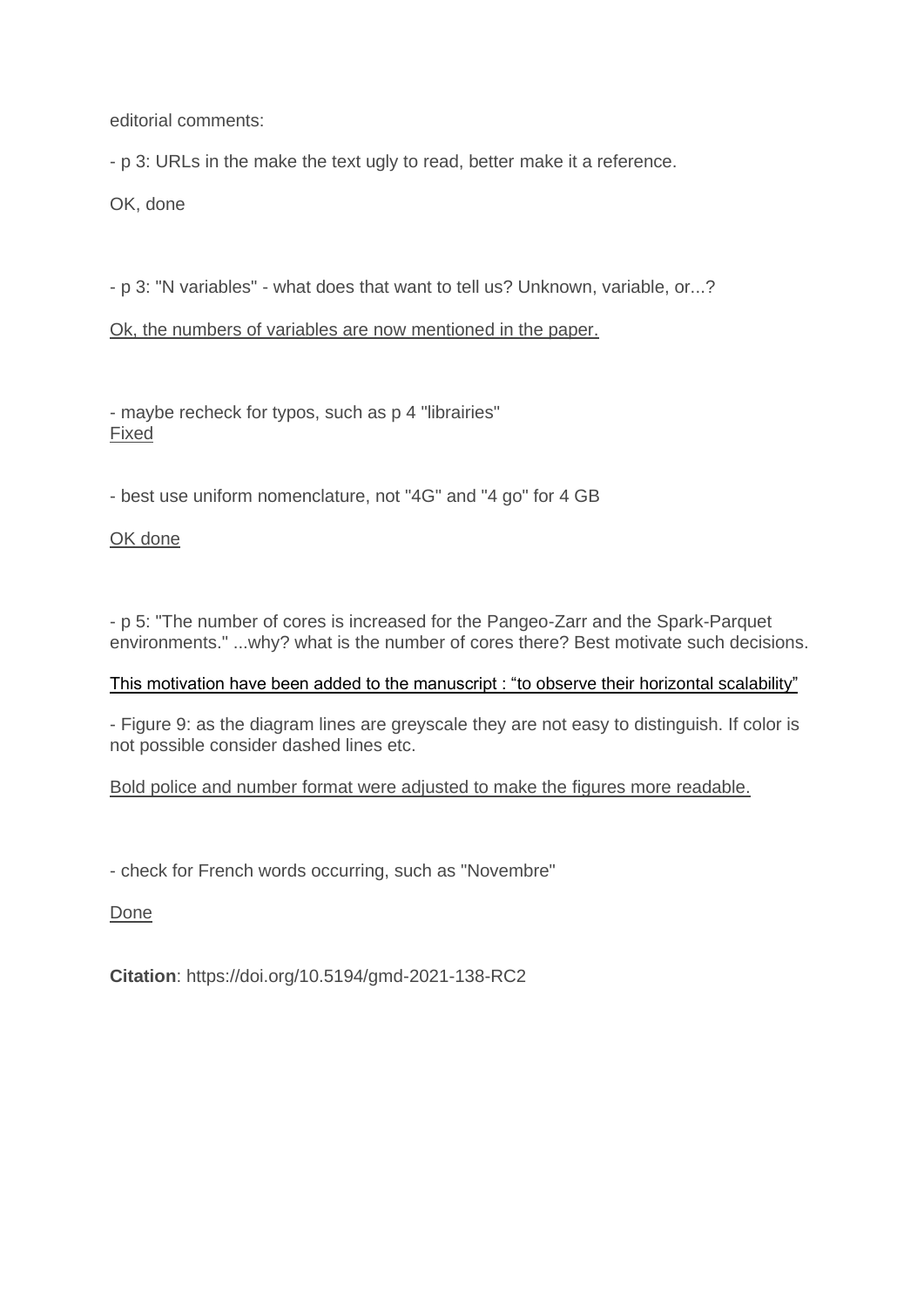editorial comments:

- p 3: URLs in the make the text ugly to read, better make it a reference.

OK, done

- p 3: "N variables" - what does that want to tell us? Unknown, variable, or...?

Ok, the numbers of variables are now mentioned in the paper.

- maybe recheck for typos, such as p 4 "librairies"

Fixed

- best use uniform nomenclature, not "4G" and "4 go" for 4 GB

OK done

- p 5: "The number of cores is increased for the Pangeo-Zarr and the Spark-Parquet environments." ...why? what is the number of cores there? Best motivate such decisions.

This motivation have been added to the manuscript : “to observe their horizontal scalability”

- Figure 9: as the diagram lines are greyscale they are not easy to distinguish. If color is not possible consider dashed lines etc.

Bold police and number format were adjusted to make the figures more readable.

- check for French words occurring, such as "Novembre"

Done

**Citation**: https://doi.org/10.5194/gmd-2021-138-RC2